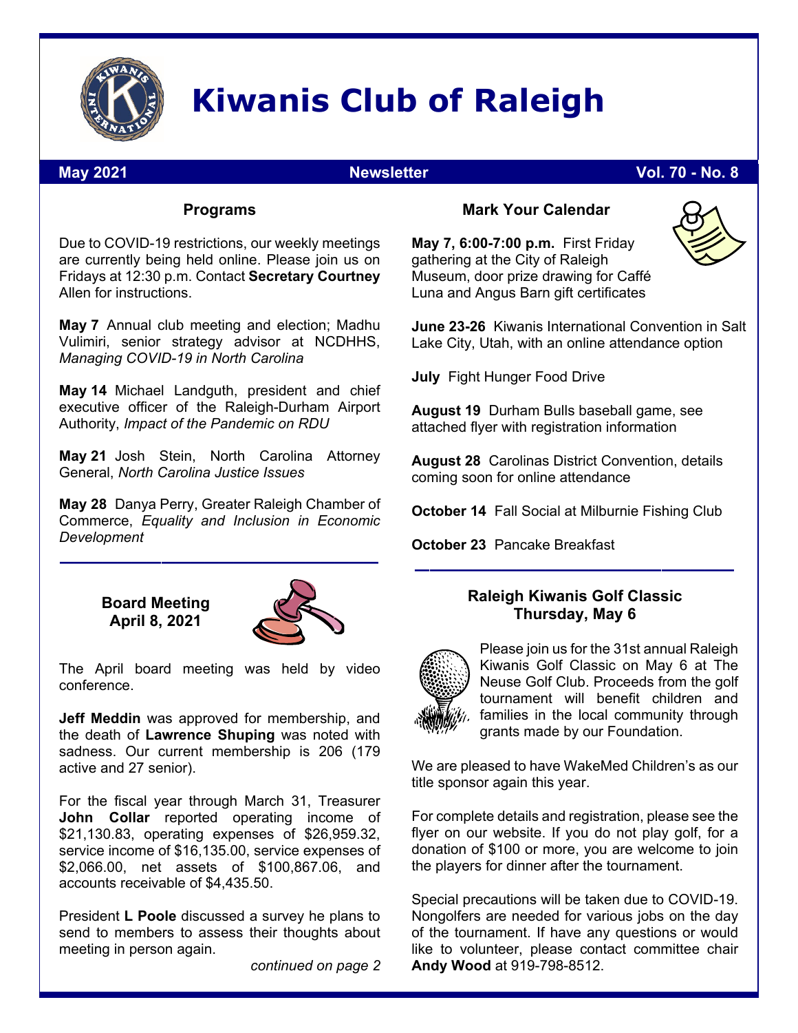# Kiwanis Club of Raleigh

**May 2021** **Newsletter** **Vol. 70 - No. 8**

## Programs

Due to COVID-19 restrictions, our weekly meetings are currently being held online. Please join us on Fridays at 12:30 p.m. Contact **Secretary Courtney** Allen for instructions.

**May 7** Annual club meeting and election; Madhu Vulimiri, senior strategy advisor at NCDHHS, *Managing COVID-19 in North Carolina*

**May 14** Michael Landguth, president and chief executive officer of the Raleigh-Durham Airport Authority, *Impact of the Pandemic on RDU*

**May 21** Josh Stein, North Carolina Attorney General, *North Carolina Justice Issues*

**May 28** Danya Perry, Greater Raleigh Chamber of Commerce, *Equality and Inclusion in Economic Development*

## Board Meeting April 8, 2021

The April board meeting was held by video conference.

**Jeff Meddin** was approved for membership, and the death of **Lawrence Shuping** was noted with sadness. Our current membership is 206 (179 active and 27 senior).

For the fiscal year through March 31, Treasurer **John Collar** reported operating income of $21,130.83, operating expenses of $26,959.32, service income of $16,135.00, service expenses of $2,066.00, net assets of $100,867.06, and accounts receivable of $4,435.50.

President **L Poole** discussed a survey he plans to send to members to assess their thoughts about meeting in person again.

*continued on page 2*

## Mark Your Calendar

**May 7, 6:00-7:00 p.m.** First Friday gathering at the City of Raleigh Museum, door prize drawing for Caffé Luna and Angus Barn gift certificates

**June 23-26** Kiwanis International Convention in Salt Lake City, Utah, with an online attendance option

**July** Fight Hunger Food Drive

**August 19** Durham Bulls baseball game, see attached flyer with registration information

**August 28** Carolinas District Convention, details coming soon for online attendance

**October 14** Fall Social at Milburnie Fishing Club

**October 23** Pancake Breakfast

## Raleigh Kiwanis Golf Classic Thursday, May 6

Please join us for the 31st annual Raleigh Kiwanis Golf Classic on May 6 at The Neuse Golf Club. Proceeds from the golf tournament will benefit children and families in the local community through grants made by our Foundation.

We are pleased to have WakeMed Children's as our title sponsor again this year.

For complete details and registration, please see the flyer on our website. If you do not play golf, for a donation of $100 or more, you are welcome to join the players for dinner after the tournament.

Special precautions will be taken due to COVID-19. Nongolfers are needed for various jobs on the day of the tournament. If have any questions or would like to volunteer, please contact committee chair **Andy Wood** at 919-798-8512.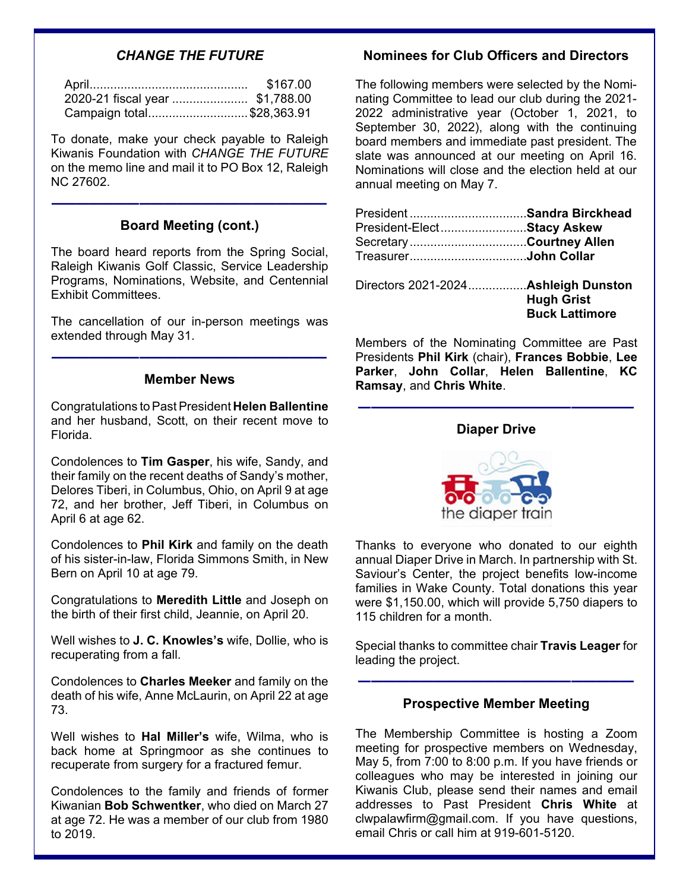## *CHANGE THE FUTURE*

| | |
|---|---|
| April | $167.00 |
| 2020-21 fiscal year | $1,788.00 |
| Campaign total | $28,363.91 |

To donate, make your check payable to Raleigh Kiwanis Foundation with *CHANGE THE FUTURE* on the memo line and mail it to PO Box 12, Raleigh NC 27602.

## Board Meeting (cont.)

The board heard reports from the Spring Social, Raleigh Kiwanis Golf Classic, Service Leadership Programs, Nominations, Website, and Centennial Exhibit Committees.

The cancellation of our in-person meetings was extended through May 31.

## Member News

Congratulations to Past President **Helen Ballentine** and her husband, Scott, on their recent move to Florida.

Condolences to **Tim Gasper**, his wife, Sandy, and their family on the recent deaths of Sandy's mother, Delores Tiberi, in Columbus, Ohio, on April 9 at age 72, and her brother, Jeff Tiberi, in Columbus on April 6 at age 62.

Condolences to **Phil Kirk** and family on the death of his sister-in-law, Florida Simmons Smith, in New Bern on April 10 at age 79.

Congratulations to **Meredith Little** and Joseph on the birth of their first child, Jeannie, on April 20.

Well wishes to **J. C. Knowles's** wife, Dollie, who is recuperating from a fall.

Condolences to **Charles Meeker** and family on the death of his wife, Anne McLaurin, on April 22 at age 73.

Well wishes to **Hal Miller's** wife, Wilma, who is back home at Springmoor as she continues to recuperate from surgery for a fractured femur.

Condolences to the family and friends of former Kiwanian **Bob Schwentker**, who died on March 27 at age 72. He was a member of our club from 1980 to 2019.

## Nominees for Club Officers and Directors

The following members were selected by the Nominating Committee to lead our club during the 2021-2022 administrative year (October 1, 2021, to September 30, 2022), along with the continuing board members and immediate past president. The slate was announced at our meeting on April 16. Nominations will close and the election held at our annual meeting on May 7.

| | |
|---|---|
| President | **Sandra Birckhead** |
| President-Elect | **Stacy Askew** |
| Secretary | **Courtney Allen** |
| Treasurer | **John Collar** |
| Directors 2021-2024 | **Ashleigh Dunston** |
| | **Hugh Grist** |
| | **Buck Lattimore** |

Members of the Nominating Committee are Past Presidents **Phil Kirk** (chair), **Frances Bobbie**, **Lee Parker**, **John Collar**, **Helen Ballentine**, **KC Ramsay**, and **Chris White**.

## Diaper Drive

the diaper train

Thanks to everyone who donated to our eighth annual Diaper Drive in March. In partnership with St. Saviour's Center, the project benefits low-income families in Wake County. Total donations this year were $1,150.00, which will provide 5,750 diapers to 115 children for a month.

Special thanks to committee chair **Travis Leager** for leading the project.

## Prospective Member Meeting

The Membership Committee is hosting a Zoom meeting for prospective members on Wednesday, May 5, from 7:00 to 8:00 p.m. If you have friends or colleagues who may be interested in joining our Kiwanis Club, please send their names and email addresses to Past President **Chris White** at clwpalawfirm@gmail.com. If you have questions, email Chris or call him at 919-601-5120.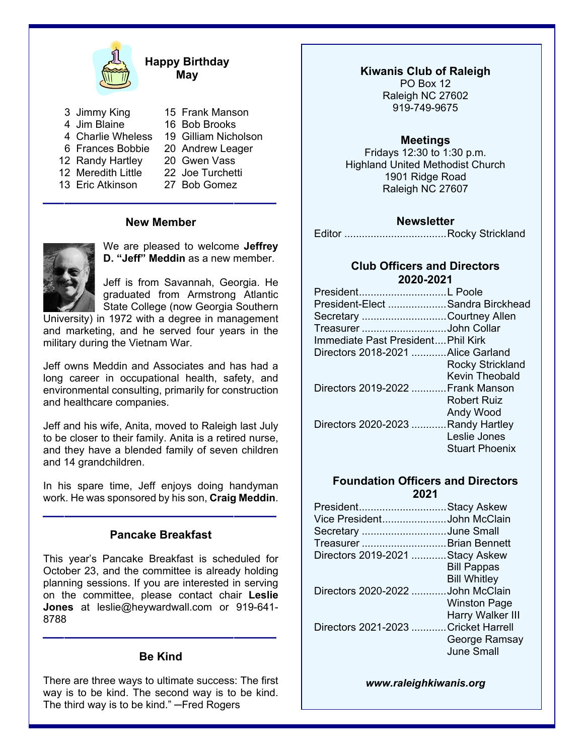## Happy Birthday May

- 3 Jimmy King
- 4 Jim Blaine
- 4 Charlie Wheless
- 6 Frances Bobbie
- 12 Randy Hartley
- 12 Meredith Little
- 13 Eric Atkinson
- 15 Frank Manson
- 16 Bob Brooks
- 19 Gilliam Nicholson
- 20 Andrew Leager
- 20 Gwen Vass
- 22 Joe Turchetti
- 27 Bob Gomez

## New Member

We are pleased to welcome **Jeffrey D. "Jeff" Meddin** as a new member.

Jeff is from Savannah, Georgia. He graduated from Armstrong Atlantic State College (now Georgia Southern University) in 1972 with a degree in management and marketing, and he served four years in the military during the Vietnam War.

Jeff owns Meddin and Associates and has had a long career in occupational health, safety, and environmental consulting, primarily for construction and healthcare companies.

Jeff and his wife, Anita, moved to Raleigh last July to be closer to their family. Anita is a retired nurse, and they have a blended family of seven children and 14 grandchildren.

In his spare time, Jeff enjoys doing handyman work. He was sponsored by his son, **Craig Meddin**.

## Pancake Breakfast

This year's Pancake Breakfast is scheduled for October 23, and the committee is already holding planning sessions. If you are interested in serving on the committee, please contact chair **Leslie Jones** at leslie@heywardwall.com or 919-641-8788

## Be Kind

There are three ways to ultimate success: The first way is to be kind. The second way is to be kind. The third way is to be kind." ─Fred Rogers

## Kiwanis Club of Raleigh

PO Box 12
Raleigh NC 27602
919-749-9675

### Meetings

Fridays 12:30 to 1:30 p.m.
Highland United Methodist Church
1901 Ridge Road
Raleigh NC 27607

### Newsletter

Editor ................................... Rocky Strickland

### Club Officers and Directors 2020-2021

President.............................. L Poole
President-Elect .................... Sandra Birckhead
Secretary ............................. Courtney Allen
Treasurer ............................. John Collar
Immediate Past President.... Phil Kirk
Directors 2018-2021 ............ Alice Garland, Rocky Strickland, Kevin Theobald
Directors 2019-2022 ............ Frank Manson, Robert Ruiz, Andy Wood
Directors 2020-2023 ............ Randy Hartley, Leslie Jones, Stuart Phoenix

### Foundation Officers and Directors 2021

President.............................. Stacy Askew
Vice President...................... John McClain
Secretary ............................. June Small
Treasurer ............................. Brian Bennett
Directors 2019-2021 ............ Stacy Askew, Bill Pappas, Bill Whitley
Directors 2020-2022 ............ John McClain, Winston Page, Harry Walker III
Directors 2021-2023 ............ Cricket Harrell, George Ramsay, June Small

***www.raleighkiwanis.org***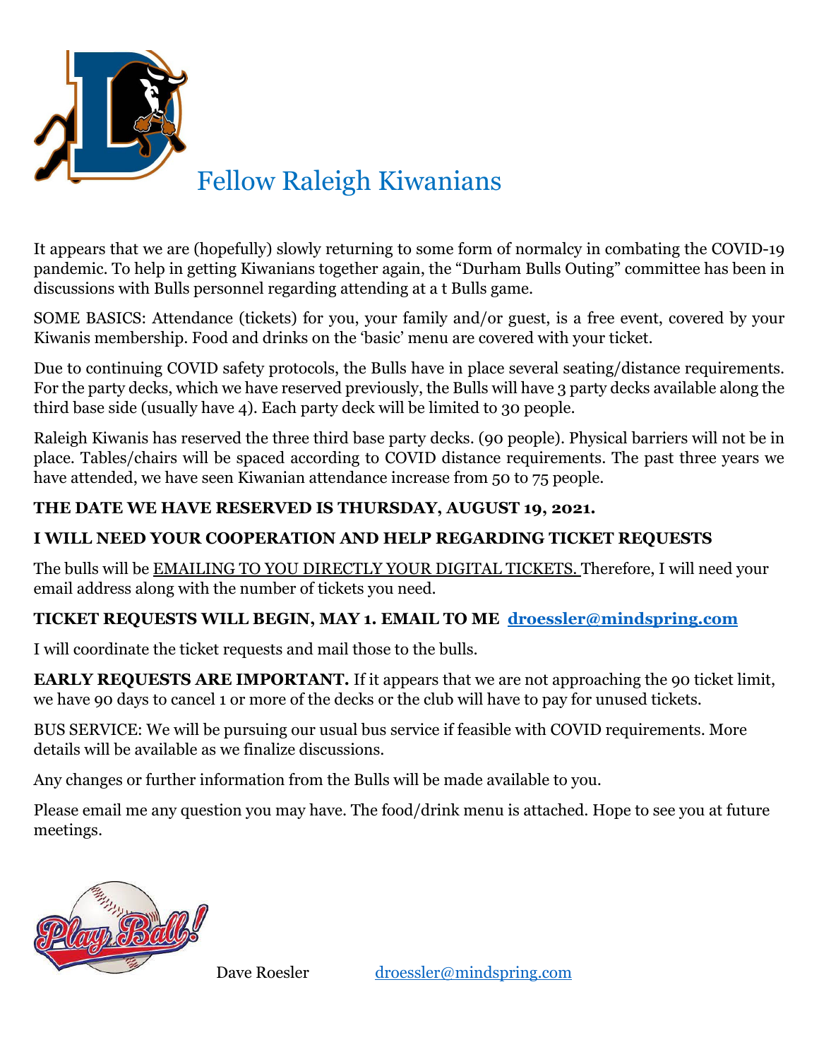# Fellow Raleigh Kiwanians

It appears that we are (hopefully) slowly returning to some form of normalcy in combating the COVID-19 pandemic. To help in getting Kiwanians together again, the "Durham Bulls Outing" committee has been in discussions with Bulls personnel regarding attending at a t Bulls game.

SOME BASICS: Attendance (tickets) for you, your family and/or guest, is a free event, covered by your Kiwanis membership. Food and drinks on the 'basic' menu are covered with your ticket.

Due to continuing COVID safety protocols, the Bulls have in place several seating/distance requirements. For the party decks, which we have reserved previously, the Bulls will have 3 party decks available along the third base side (usually have 4). Each party deck will be limited to 30 people.

Raleigh Kiwanis has reserved the three third base party decks. (90 people). Physical barriers will not be in place. Tables/chairs will be spaced according to COVID distance requirements. The past three years we have attended, we have seen Kiwanian attendance increase from 50 to 75 people.

**THE DATE WE HAVE RESERVED IS THURSDAY, AUGUST 19, 2021.**

**I WILL NEED YOUR COOPERATION AND HELP REGARDING TICKET REQUESTS**

The bulls will be <u>EMAILING TO YOU DIRECTLY YOUR DIGITAL TICKETS.</u> Therefore, I will need your email address along with the number of tickets you need.

**TICKET REQUESTS WILL BEGIN, MAY 1. EMAIL TO ME [droessler@mindspring.com](mailto:droessler@mindspring.com)**

I will coordinate the ticket requests and mail those to the bulls.

**EARLY REQUESTS ARE IMPORTANT.** If it appears that we are not approaching the 90 ticket limit, we have 90 days to cancel 1 or more of the decks or the club will have to pay for unused tickets.

BUS SERVICE: We will be pursuing our usual bus service if feasible with COVID requirements. More details will be available as we finalize discussions.

Any changes or further information from the Bulls will be made available to you.

Please email me any question you may have. The food/drink menu is attached. Hope to see you at future meetings.

Dave Roesler [droessler@mindspring.com](mailto:droessler@mindspring.com)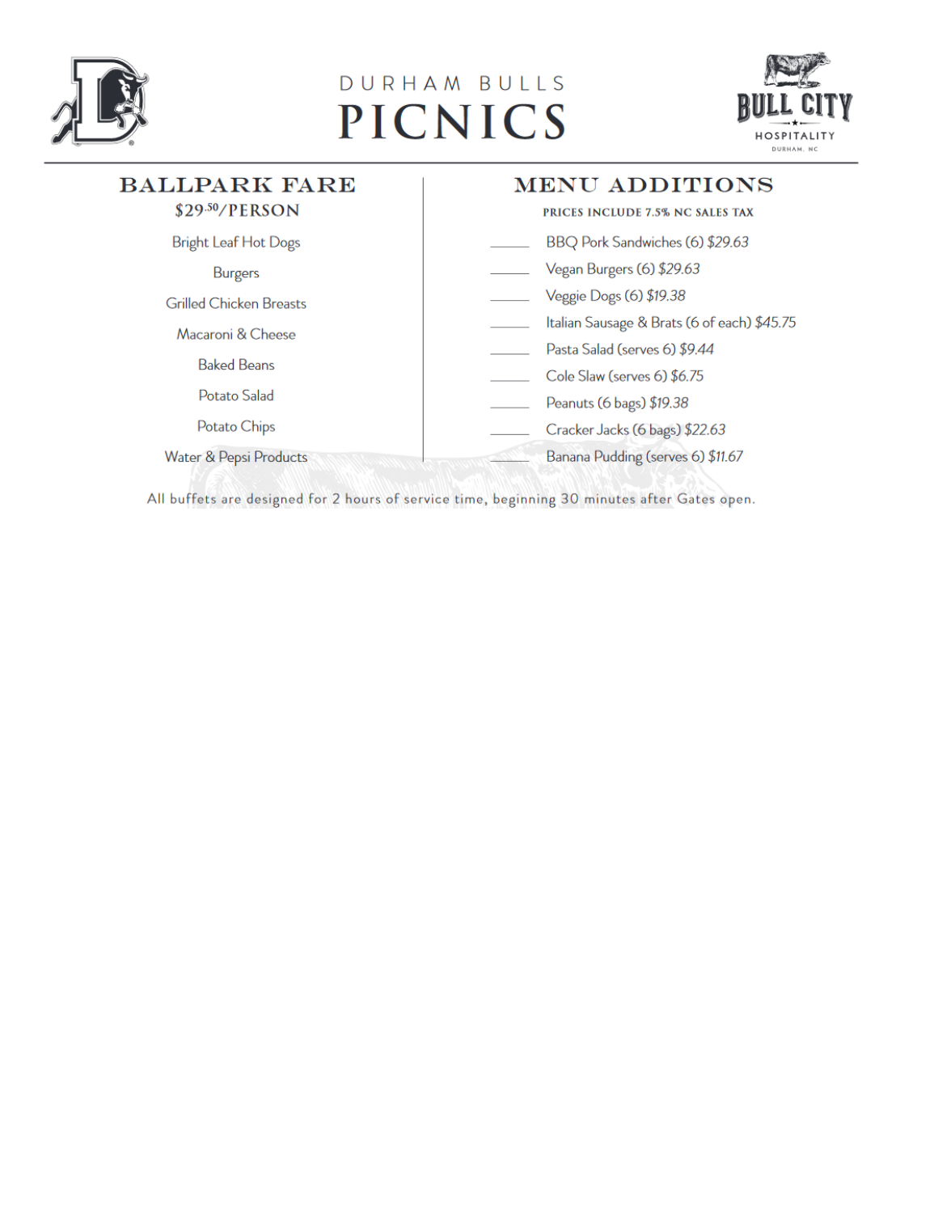# DURHAM BULLS PICNICS

BULL CITY HOSPITALITY
DURHAM, NC

## BALLPARK FARE

**$29.50/PERSON**

Bright Leaf Hot Dogs

Burgers

Grilled Chicken Breasts

Macaroni & Cheese

Baked Beans

Potato Salad

Potato Chips

Water & Pepsi Products

## MENU ADDITIONS

**PRICES INCLUDE 7.5% NC SALES TAX**

_____ BBQ Pork Sandwiches (6) *$29.63*

_____ Vegan Burgers (6) *$29.63*

_____ Veggie Dogs (6) *$19.38*

_____ Italian Sausage & Brats (6 of each) *$45.75*

_____ Pasta Salad (serves 6) *$9.44*

_____ Cole Slaw (serves 6) *$6.75*

_____ Peanuts (6 bags) *$19.38*

_____ Cracker Jacks (6 bags) *$22.63*

_____ Banana Pudding (serves 6) *$11.67*

All buffets are designed for 2 hours of service time, beginning 30 minutes after Gates open.